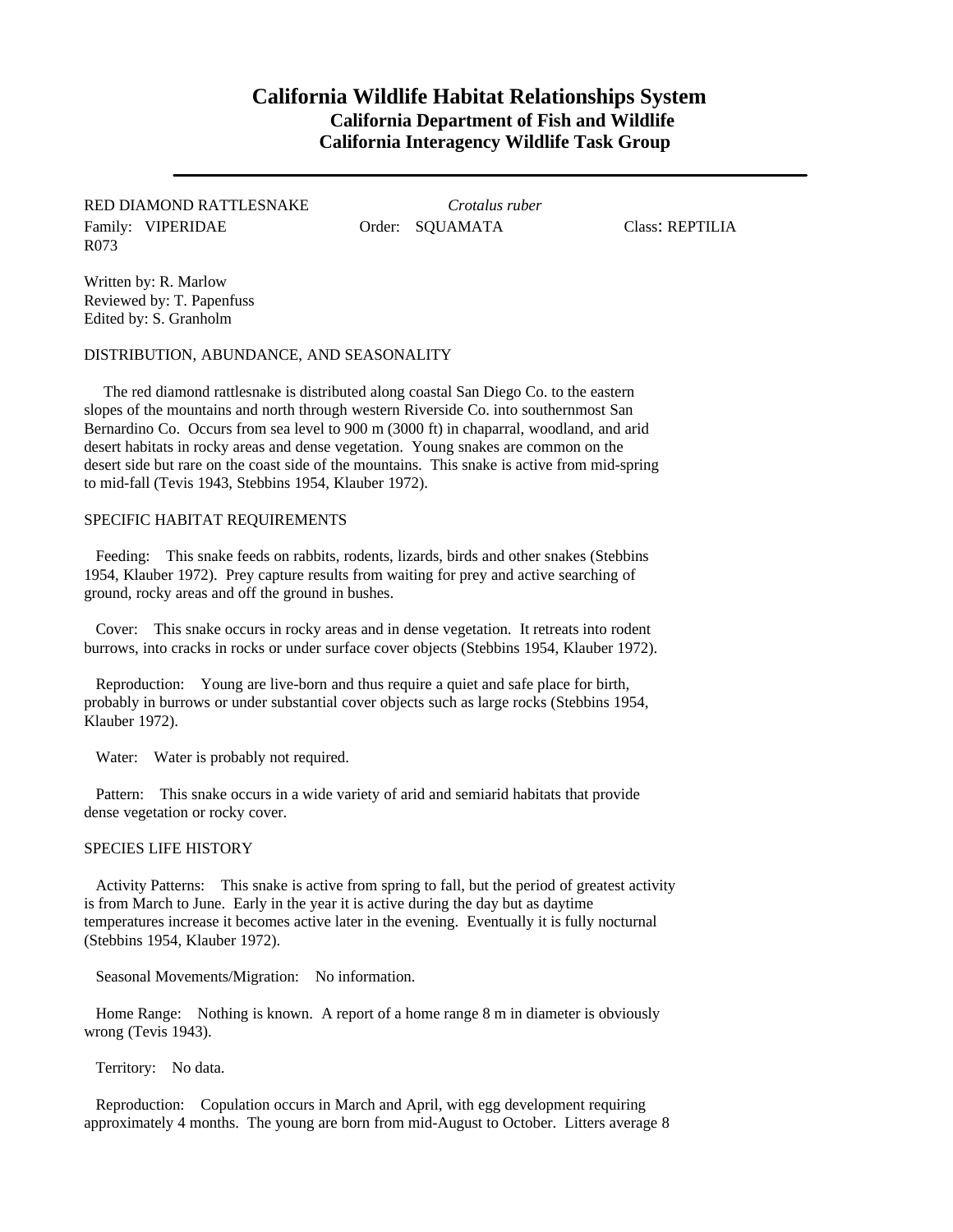# California Wildlife Habitat Relationships System

## California Department of Fish and Wildlife
## California Interagency Wildlife Task Group

---

RED DIAMOND RATTLESNAKE *Crotalus ruber*

Family: VIPERIDAE Order: SQUAMATA Class: REPTILIA

R073

Written by: R. Marlow
Reviewed by: T. Papenfuss
Edited by: S. Granholm

DISTRIBUTION, ABUNDANCE, AND SEASONALITY

The red diamond rattlesnake is distributed along coastal San Diego Co. to the eastern slopes of the mountains and north through western Riverside Co. into southernmost San Bernardino Co. Occurs from sea level to 900 m (3000 ft) in chaparral, woodland, and arid desert habitats in rocky areas and dense vegetation. Young snakes are common on the desert side but rare on the coast side of the mountains. This snake is active from mid-spring to mid-fall (Tevis 1943, Stebbins 1954, Klauber 1972).

SPECIFIC HABITAT REQUIREMENTS

Feeding: This snake feeds on rabbits, rodents, lizards, birds and other snakes (Stebbins 1954, Klauber 1972). Prey capture results from waiting for prey and active searching of ground, rocky areas and off the ground in bushes.

Cover: This snake occurs in rocky areas and in dense vegetation. It retreats into rodent burrows, into cracks in rocks or under surface cover objects (Stebbins 1954, Klauber 1972).

Reproduction: Young are live-born and thus require a quiet and safe place for birth, probably in burrows or under substantial cover objects such as large rocks (Stebbins 1954, Klauber 1972).

Water: Water is probably not required.

Pattern: This snake occurs in a wide variety of arid and semiarid habitats that provide dense vegetation or rocky cover.

SPECIES LIFE HISTORY

Activity Patterns: This snake is active from spring to fall, but the period of greatest activity is from March to June. Early in the year it is active during the day but as daytime temperatures increase it becomes active later in the evening. Eventually it is fully nocturnal (Stebbins 1954, Klauber 1972).

Seasonal Movements/Migration: No information.

Home Range: Nothing is known. A report of a home range 8 m in diameter is obviously wrong (Tevis 1943).

Territory: No data.

Reproduction: Copulation occurs in March and April, with egg development requiring approximately 4 months. The young are born from mid-August to October. Litters average 8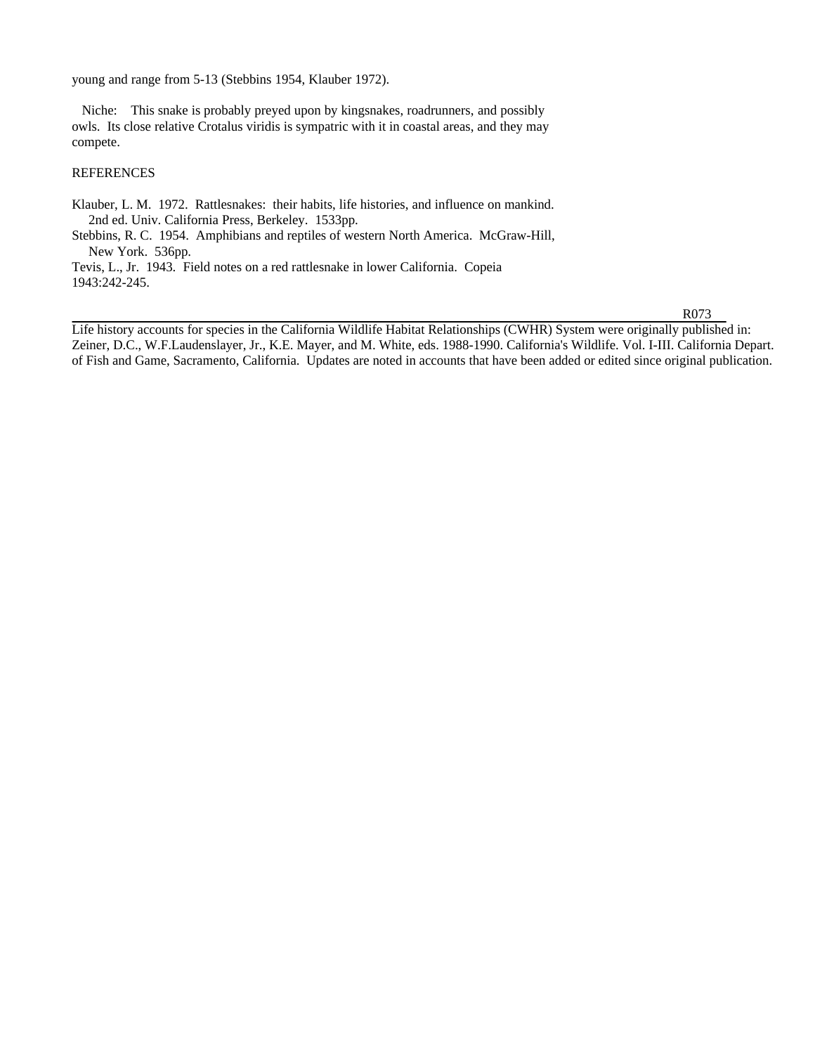young and range from 5-13 (Stebbins 1954, Klauber 1972).

Niche: This snake is probably preyed upon by kingsnakes, roadrunners, and possibly owls. Its close relative Crotalus viridis is sympatric with it in coastal areas, and they may compete.

REFERENCES

Klauber, L. M. 1972. Rattlesnakes: their habits, life histories, and influence on mankind. 2nd ed. Univ. California Press, Berkeley. 1533pp.

Stebbins, R. C. 1954. Amphibians and reptiles of western North America. McGraw-Hill, New York. 536pp.

Tevis, L., Jr. 1943. Field notes on a red rattlesnake in lower California. Copeia 1943:242-245.

R073

Life history accounts for species in the California Wildlife Habitat Relationships (CWHR) System were originally published in: Zeiner, D.C., W.F.Laudenslayer, Jr., K.E. Mayer, and M. White, eds. 1988-1990. California's Wildlife. Vol. I-III. California Depart. of Fish and Game, Sacramento, California. Updates are noted in accounts that have been added or edited since original publication.